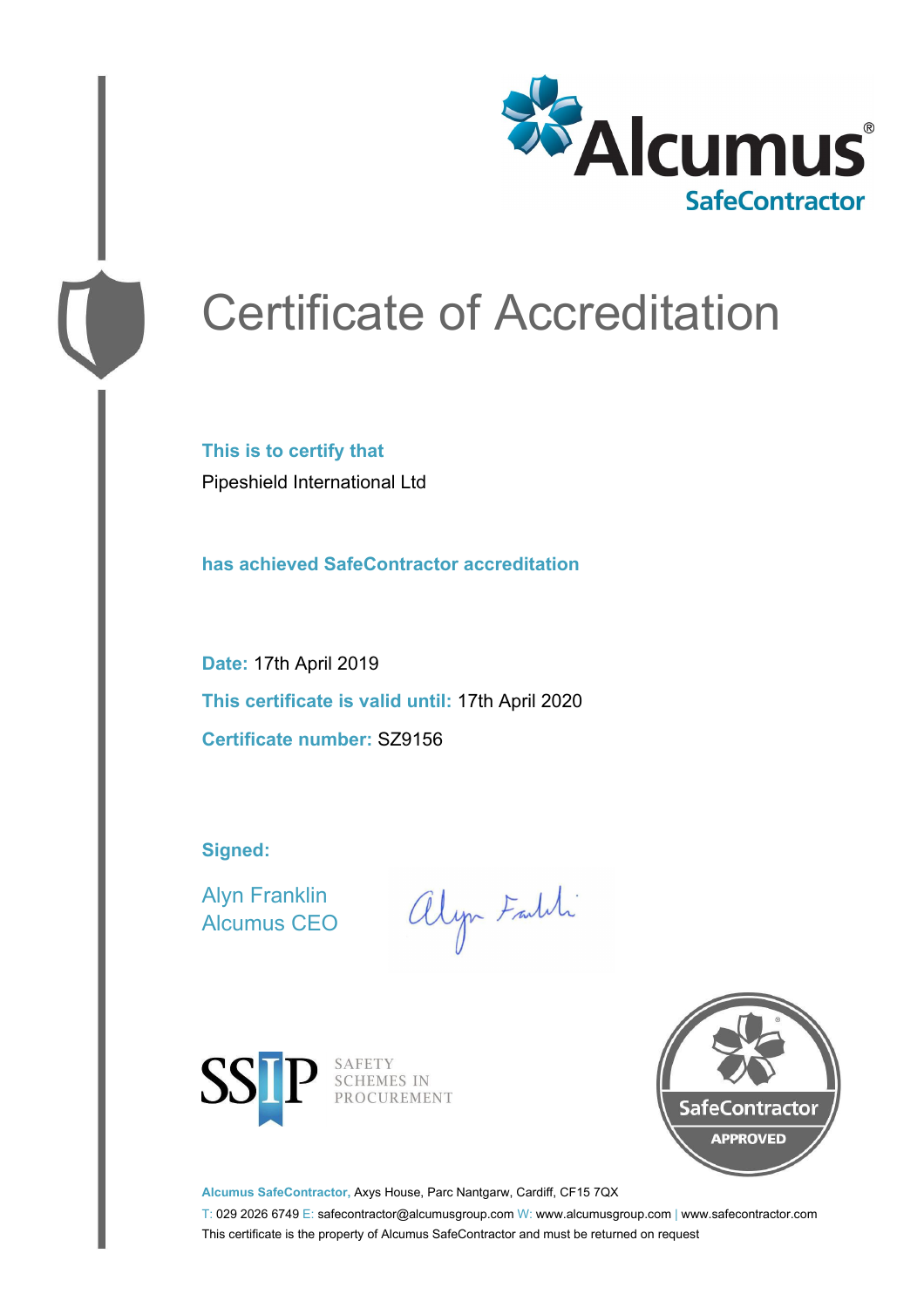Alcumus®
SafeContractor

# Certificate of Accreditation

**This is to certify that**

Pipeshield International Ltd

**has achieved SafeContractor accreditation**

**Date:** 17th April 2019

**This certificate is valid until:** 17th April 2020

**Certificate number:** SZ9156

**Signed:**

Alyn Franklin
Alcumus CEO

SSIP SAFETY SCHEMES IN PROCUREMENT

SafeContractor APPROVED

**Alcumus SafeContractor,** Axys House, Parc Nantgarw, Cardiff, CF15 7QX

T: 029 2026 6749 E: safecontractor@alcumusgroup.com W: www.alcumusgroup.com | www.safecontractor.com

This certificate is the property of Alcumus SafeContractor and must be returned on request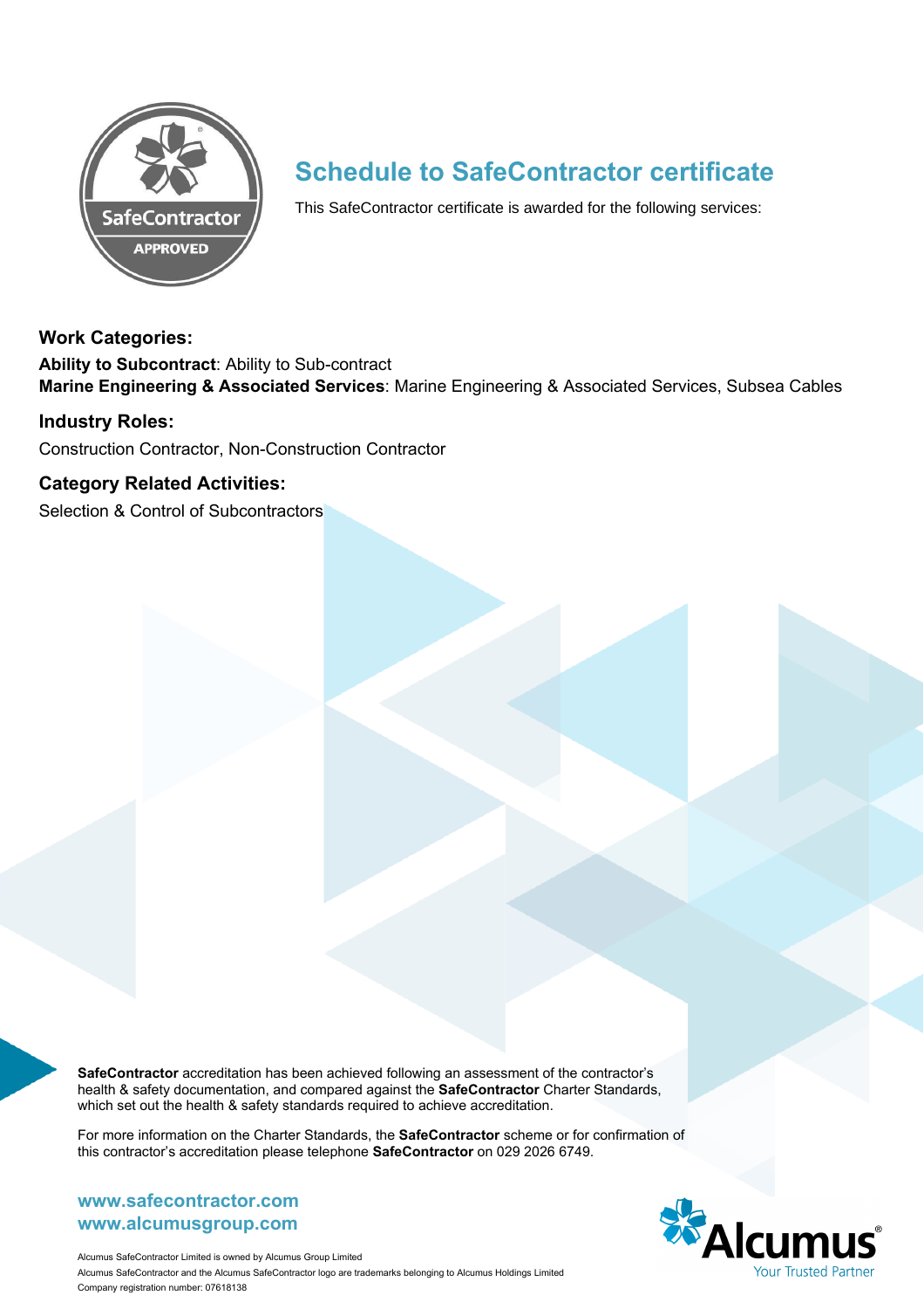# Schedule to SafeContractor certificate

This SafeContractor certificate is awarded for the following services:

## Work Categories:

**Ability to Subcontract**: Ability to Sub-contract
**Marine Engineering & Associated Services**: Marine Engineering & Associated Services, Subsea Cables

## Industry Roles:

Construction Contractor, Non-Construction Contractor

## Category Related Activities:

Selection & Control of Subcontractors

**SafeContractor** accreditation has been achieved following an assessment of the contractor's health & safety documentation, and compared against the **SafeContractor** Charter Standards, which set out the health & safety standards required to achieve accreditation.

For more information on the Charter Standards, the **SafeContractor** scheme or for confirmation of this contractor's accreditation please telephone **SafeContractor** on 029 2026 6749.

**www.safecontractor.com**
**www.alcumusgroup.com**

Alcumus SafeContractor Limited is owned by Alcumus Group Limited
Alcumus SafeContractor and the Alcumus SafeContractor logo are trademarks belonging to Alcumus Holdings Limited
Company registration number: 07618138